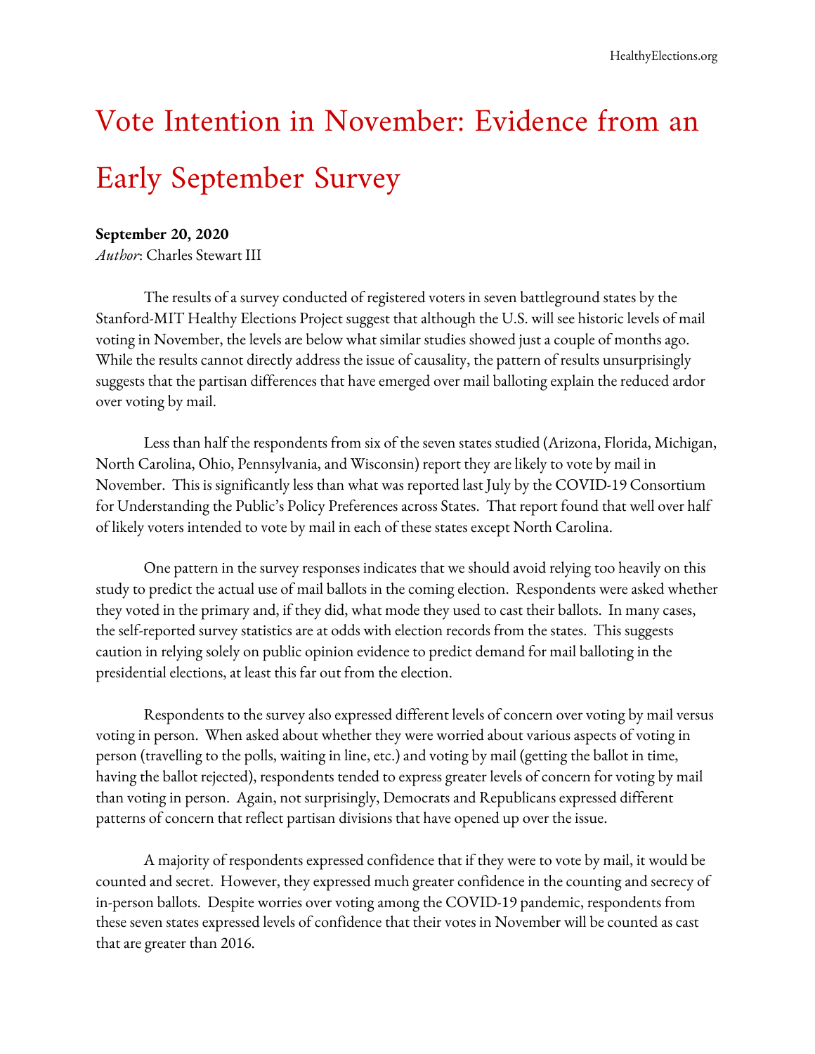# Vote Intention in November: Evidence from an Early September Survey

**September 20, 2020**
*Author*: Charles Stewart III

The results of a survey conducted of registered voters in seven battleground states by the Stanford-MIT Healthy Elections Project suggest that although the U.S. will see historic levels of mail voting in November, the levels are below what similar studies showed just a couple of months ago. While the results cannot directly address the issue of causality, the pattern of results unsurprisingly suggests that the partisan differences that have emerged over mail balloting explain the reduced ardor over voting by mail.

Less than half the respondents from six of the seven states studied (Arizona, Florida, Michigan, North Carolina, Ohio, Pennsylvania, and Wisconsin) report they are likely to vote by mail in November. This is significantly less than what was reported last July by the COVID-19 Consortium for Understanding the Public's Policy Preferences across States. That report found that well over half of likely voters intended to vote by mail in each of these states except North Carolina.

One pattern in the survey responses indicates that we should avoid relying too heavily on this study to predict the actual use of mail ballots in the coming election. Respondents were asked whether they voted in the primary and, if they did, what mode they used to cast their ballots. In many cases, the self-reported survey statistics are at odds with election records from the states. This suggests caution in relying solely on public opinion evidence to predict demand for mail balloting in the presidential elections, at least this far out from the election.

Respondents to the survey also expressed different levels of concern over voting by mail versus voting in person. When asked about whether they were worried about various aspects of voting in person (travelling to the polls, waiting in line, etc.) and voting by mail (getting the ballot in time, having the ballot rejected), respondents tended to express greater levels of concern for voting by mail than voting in person. Again, not surprisingly, Democrats and Republicans expressed different patterns of concern that reflect partisan divisions that have opened up over the issue.

A majority of respondents expressed confidence that if they were to vote by mail, it would be counted and secret. However, they expressed much greater confidence in the counting and secrecy of in-person ballots. Despite worries over voting among the COVID-19 pandemic, respondents from these seven states expressed levels of confidence that their votes in November will be counted as cast that are greater than 2016.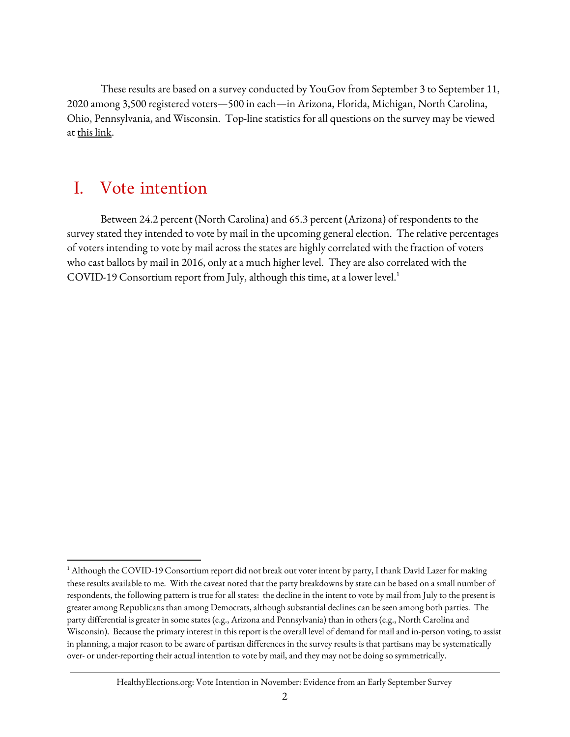These results are based on a survey conducted by YouGov from September 3 to September 11, 2020 among 3,500 registered voters—500 in each—in Arizona, Florida, Michigan, North Carolina, Ohio, Pennsylvania, and Wisconsin. Top-line statistics for all questions on the survey may be viewed at this link.

# I. Vote intention

Between 24.2 percent (North Carolina) and 65.3 percent (Arizona) of respondents to the survey stated they intended to vote by mail in the upcoming general election. The relative percentages of voters intending to vote by mail across the states are highly correlated with the fraction of voters who cast ballots by mail in 2016, only at a much higher level. They are also correlated with the COVID-19 Consortium report from July, although this time, at a lower level.[1]

---

[1] Although the COVID-19 Consortium report did not break out voter intent by party, I thank David Lazer for making these results available to me. With the caveat noted that the party breakdowns by state can be based on a small number of respondents, the following pattern is true for all states: the decline in the intent to vote by mail from July to the present is greater among Republicans than among Democrats, although substantial declines can be seen among both parties. The party differential is greater in some states (e.g., Arizona and Pennsylvania) than in others (e.g., North Carolina and Wisconsin). Because the primary interest in this report is the overall level of demand for mail and in-person voting, to assist in planning, a major reason to be aware of partisan differences in the survey results is that partisans may be systematically over- or under-reporting their actual intention to vote by mail, and they may not be doing so symmetrically.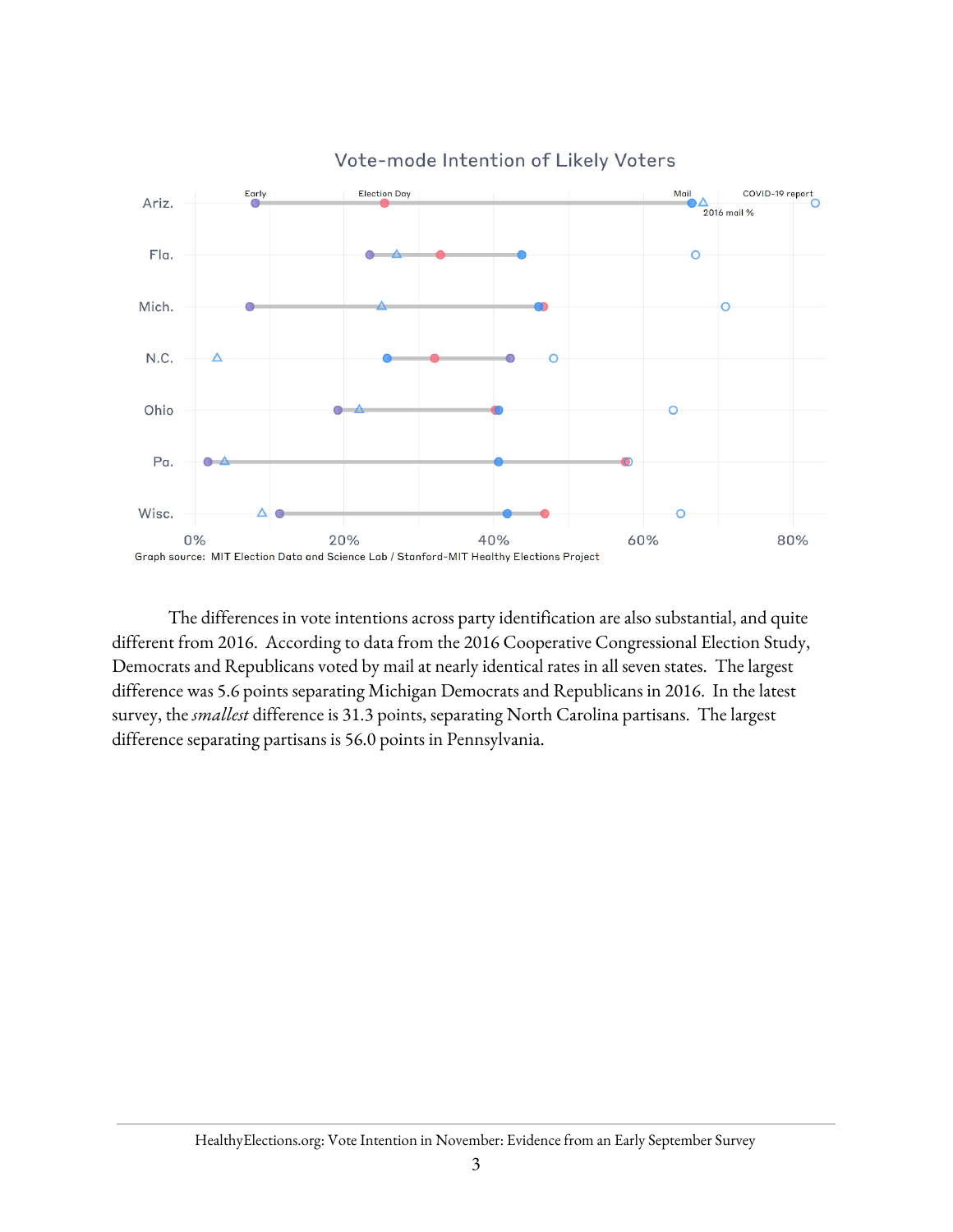Vote-mode Intention of Likely Voters

Graph source: MIT Election Data and Science Lab / Stanford-MIT Healthy Elections Project

The differences in vote intentions across party identification are also substantial, and quite different from 2016. According to data from the 2016 Cooperative Congressional Election Study, Democrats and Republicans voted by mail at nearly identical rates in all seven states. The largest difference was 5.6 points separating Michigan Democrats and Republicans in 2016. In the latest survey, the *smallest* difference is 31.3 points, separating North Carolina partisans. The largest difference separating partisans is 56.0 points in Pennsylvania.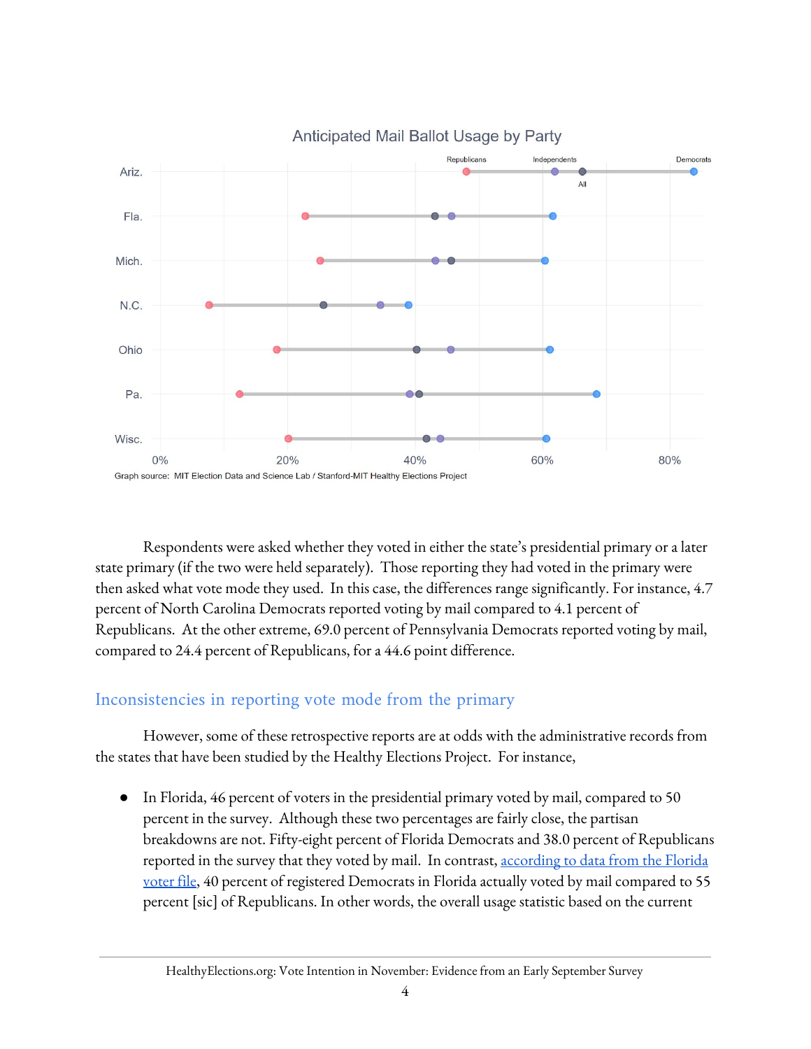Anticipated Mail Ballot Usage by Party

Graph source: MIT Election Data and Science Lab / Stanford-MIT Healthy Elections Project

Respondents were asked whether they voted in either the state's presidential primary or a later state primary (if the two were held separately). Those reporting they had voted in the primary were then asked what vote mode they used. In this case, the differences range significantly. For instance, 4.7 percent of North Carolina Democrats reported voting by mail compared to 4.1 percent of Republicans. At the other extreme, 69.0 percent of Pennsylvania Democrats reported voting by mail, compared to 24.4 percent of Republicans, for a 44.6 point difference.

## Inconsistencies in reporting vote mode from the primary

However, some of these retrospective reports are at odds with the administrative records from the states that have been studied by the Healthy Elections Project. For instance,

- In Florida, 46 percent of voters in the presidential primary voted by mail, compared to 50 percent in the survey. Although these two percentages are fairly close, the partisan breakdowns are not. Fifty-eight percent of Florida Democrats and 38.0 percent of Republicans reported in the survey that they voted by mail. In contrast, according to data from the Florida voter file, 40 percent of registered Democrats in Florida actually voted by mail compared to 55 percent [sic] of Republicans. In other words, the overall usage statistic based on the current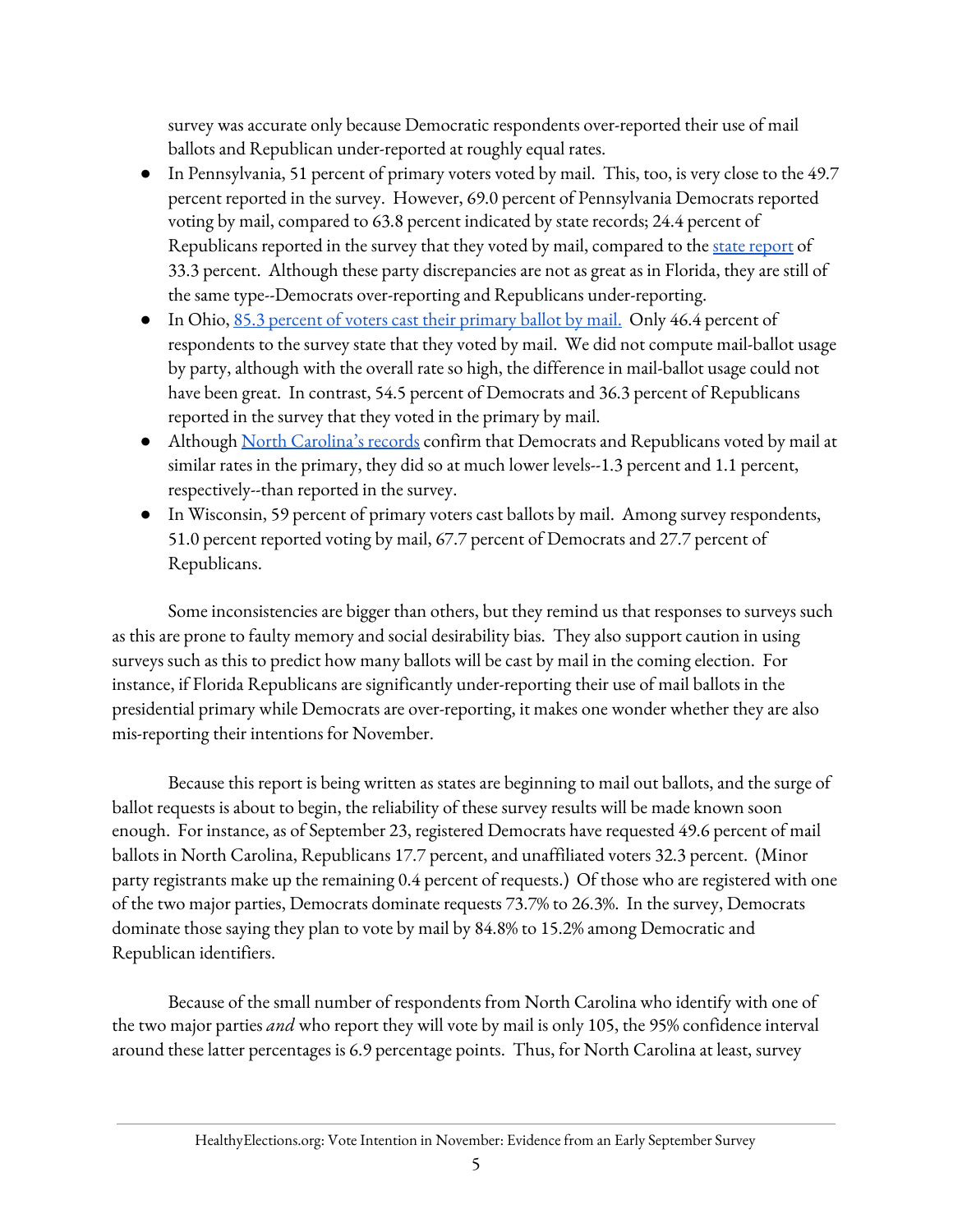survey was accurate only because Democratic respondents over-reported their use of mail ballots and Republican under-reported at roughly equal rates.

- In Pennsylvania, 51 percent of primary voters voted by mail. This, too, is very close to the 49.7 percent reported in the survey. However, 69.0 percent of Pennsylvania Democrats reported voting by mail, compared to 63.8 percent indicated by state records; 24.4 percent of Republicans reported in the survey that they voted by mail, compared to the [state report] of 33.3 percent. Although these party discrepancies are not as great as in Florida, they are still of the same type--Democrats over-reporting and Republicans under-reporting.
- In Ohio, [85.3 percent of voters cast their primary ballot by mail.] Only 46.4 percent of respondents to the survey state that they voted by mail. We did not compute mail-ballot usage by party, although with the overall rate so high, the difference in mail-ballot usage could not have been great. In contrast, 54.5 percent of Democrats and 36.3 percent of Republicans reported in the survey that they voted in the primary by mail.
- Although [North Carolina's records] confirm that Democrats and Republicans voted by mail at similar rates in the primary, they did so at much lower levels--1.3 percent and 1.1 percent, respectively--than reported in the survey.
- In Wisconsin, 59 percent of primary voters cast ballots by mail. Among survey respondents, 51.0 percent reported voting by mail, 67.7 percent of Democrats and 27.7 percent of Republicans.

Some inconsistencies are bigger than others, but they remind us that responses to surveys such as this are prone to faulty memory and social desirability bias. They also support caution in using surveys such as this to predict how many ballots will be cast by mail in the coming election. For instance, if Florida Republicans are significantly under-reporting their use of mail ballots in the presidential primary while Democrats are over-reporting, it makes one wonder whether they are also mis-reporting their intentions for November.

Because this report is being written as states are beginning to mail out ballots, and the surge of ballot requests is about to begin, the reliability of these survey results will be made known soon enough. For instance, as of September 23, registered Democrats have requested 49.6 percent of mail ballots in North Carolina, Republicans 17.7 percent, and unaffiliated voters 32.3 percent. (Minor party registrants make up the remaining 0.4 percent of requests.) Of those who are registered with one of the two major parties, Democrats dominate requests 73.7% to 26.3%. In the survey, Democrats dominate those saying they plan to vote by mail by 84.8% to 15.2% among Democratic and Republican identifiers.

Because of the small number of respondents from North Carolina who identify with one of the two major parties *and* who report they will vote by mail is only 105, the 95% confidence interval around these latter percentages is 6.9 percentage points. Thus, for North Carolina at least, survey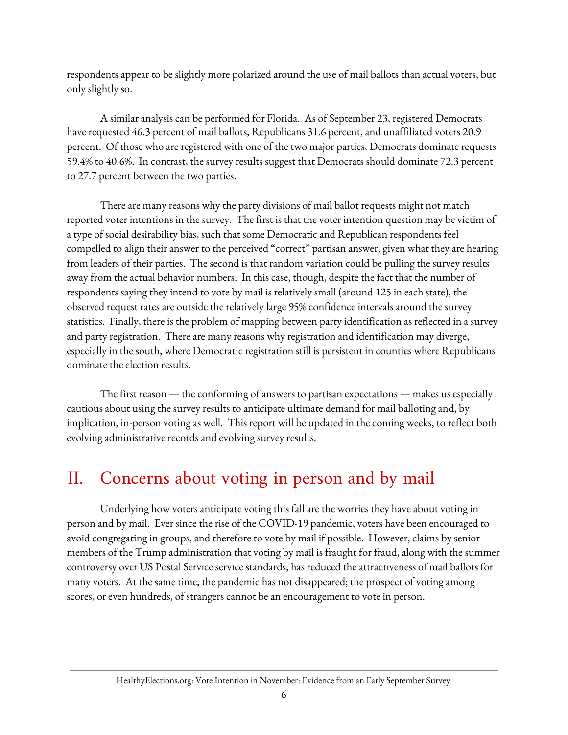respondents appear to be slightly more polarized around the use of mail ballots than actual voters, but only slightly so.

A similar analysis can be performed for Florida. As of September 23, registered Democrats have requested 46.3 percent of mail ballots, Republicans 31.6 percent, and unaffiliated voters 20.9 percent. Of those who are registered with one of the two major parties, Democrats dominate requests 59.4% to 40.6%. In contrast, the survey results suggest that Democrats should dominate 72.3 percent to 27.7 percent between the two parties.

There are many reasons why the party divisions of mail ballot requests might not match reported voter intentions in the survey. The first is that the voter intention question may be victim of a type of social desirability bias, such that some Democratic and Republican respondents feel compelled to align their answer to the perceived "correct" partisan answer, given what they are hearing from leaders of their parties. The second is that random variation could be pulling the survey results away from the actual behavior numbers. In this case, though, despite the fact that the number of respondents saying they intend to vote by mail is relatively small (around 125 in each state), the observed request rates are outside the relatively large 95% confidence intervals around the survey statistics. Finally, there is the problem of mapping between party identification as reflected in a survey and party registration. There are many reasons why registration and identification may diverge, especially in the south, where Democratic registration still is persistent in counties where Republicans dominate the election results.

The first reason — the conforming of answers to partisan expectations — makes us especially cautious about using the survey results to anticipate ultimate demand for mail balloting and, by implication, in-person voting as well. This report will be updated in the coming weeks, to reflect both evolving administrative records and evolving survey results.

## II. Concerns about voting in person and by mail

Underlying how voters anticipate voting this fall are the worries they have about voting in person and by mail. Ever since the rise of the COVID-19 pandemic, voters have been encouraged to avoid congregating in groups, and therefore to vote by mail if possible. However, claims by senior members of the Trump administration that voting by mail is fraught for fraud, along with the summer controversy over US Postal Service service standards, has reduced the attractiveness of mail ballots for many voters. At the same time, the pandemic has not disappeared; the prospect of voting among scores, or even hundreds, of strangers cannot be an encouragement to vote in person.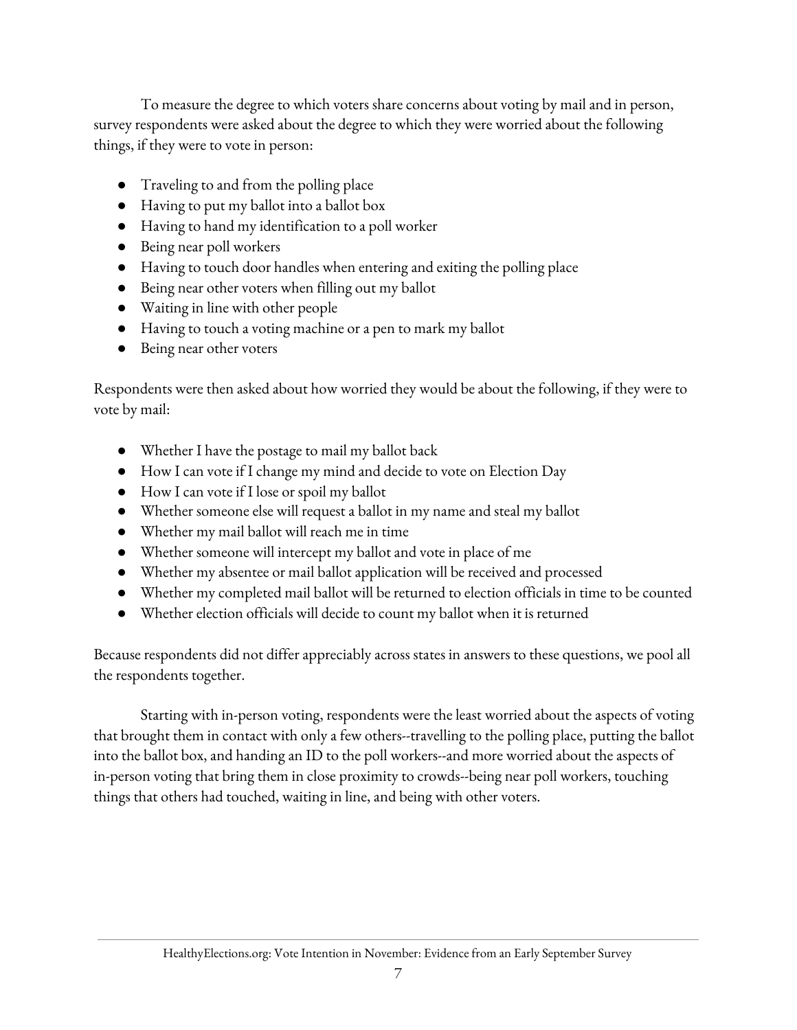To measure the degree to which voters share concerns about voting by mail and in person, survey respondents were asked about the degree to which they were worried about the following things, if they were to vote in person:

- Traveling to and from the polling place
- Having to put my ballot into a ballot box
- Having to hand my identification to a poll worker
- Being near poll workers
- Having to touch door handles when entering and exiting the polling place
- Being near other voters when filling out my ballot
- Waiting in line with other people
- Having to touch a voting machine or a pen to mark my ballot
- Being near other voters

Respondents were then asked about how worried they would be about the following, if they were to vote by mail:

- Whether I have the postage to mail my ballot back
- How I can vote if I change my mind and decide to vote on Election Day
- How I can vote if I lose or spoil my ballot
- Whether someone else will request a ballot in my name and steal my ballot
- Whether my mail ballot will reach me in time
- Whether someone will intercept my ballot and vote in place of me
- Whether my absentee or mail ballot application will be received and processed
- Whether my completed mail ballot will be returned to election officials in time to be counted
- Whether election officials will decide to count my ballot when it is returned

Because respondents did not differ appreciably across states in answers to these questions, we pool all the respondents together.

Starting with in-person voting, respondents were the least worried about the aspects of voting that brought them in contact with only a few others--travelling to the polling place, putting the ballot into the ballot box, and handing an ID to the poll workers--and more worried about the aspects of in-person voting that bring them in close proximity to crowds--being near poll workers, touching things that others had touched, waiting in line, and being with other voters.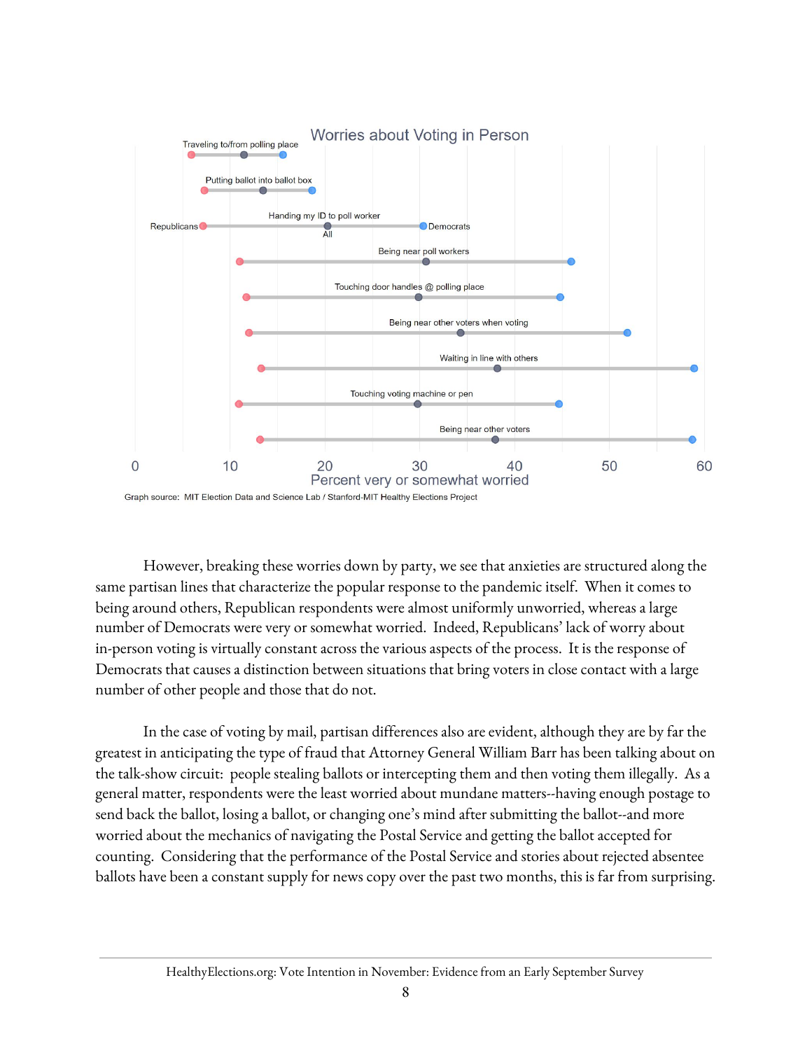However, breaking these worries down by party, we see that anxieties are structured along the same partisan lines that characterize the popular response to the pandemic itself. When it comes to being around others, Republican respondents were almost uniformly unworried, whereas a large number of Democrats were very or somewhat worried. Indeed, Republicans' lack of worry about in-person voting is virtually constant across the various aspects of the process. It is the response of Democrats that causes a distinction between situations that bring voters in close contact with a large number of other people and those that do not.

In the case of voting by mail, partisan differences also are evident, although they are by far the greatest in anticipating the type of fraud that Attorney General William Barr has been talking about on the talk-show circuit: people stealing ballots or intercepting them and then voting them illegally. As a general matter, respondents were the least worried about mundane matters--having enough postage to send back the ballot, losing a ballot, or changing one's mind after submitting the ballot--and more worried about the mechanics of navigating the Postal Service and getting the ballot accepted for counting. Considering that the performance of the Postal Service and stories about rejected absentee ballots have been a constant supply for news copy over the past two months, this is far from surprising.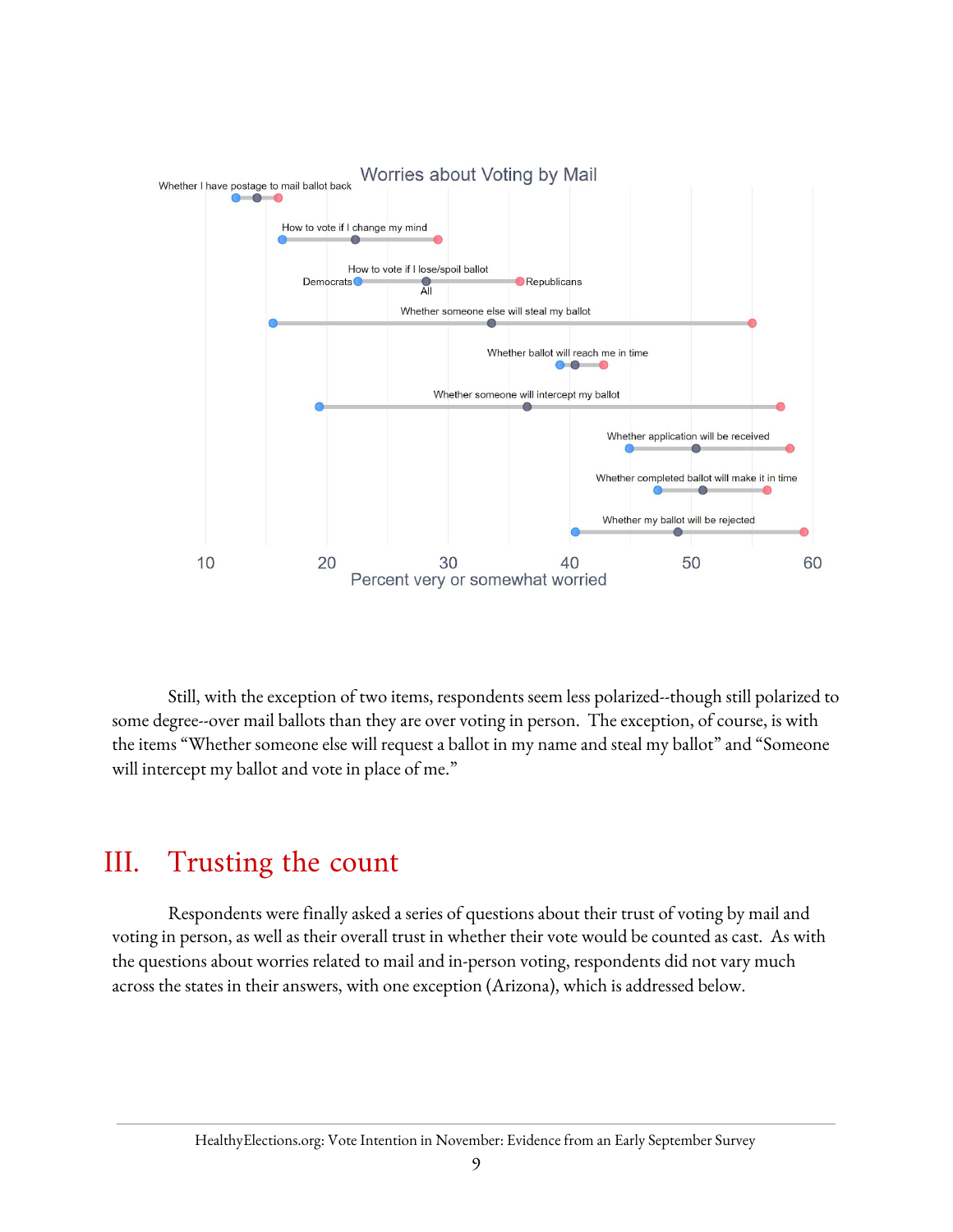Worries about Voting by Mail

| Item | Democrats | All | Republicans |
|---|---|---|---|
| Whether I have postage to mail ballot back | 12.5 | 14 | 16 |
| How to vote if I change my mind | 16 | 22 | 29 |
| How to vote if I lose/spoil ballot | 22.5 | 28 | 36 |
| Whether someone else will steal my ballot | 15.5 | 33.5 | 55 |
| Whether ballot will reach me in time | 39 | 40.5 | 43 |
| Whether someone will intercept my ballot | 19 | 36.5 | 57.5 |
| Whether application will be received | 45 | 50.5 | 58 |
| Whether completed ballot will make it in time | 47.5 | 51 | 56 |
| Whether my ballot will be rejected | 40.5 | 49 | 59.5 |

Percent very or somewhat worried

Still, with the exception of two items, respondents seem less polarized--though still polarized to some degree--over mail ballots than they are over voting in person. The exception, of course, is with the items "Whether someone else will request a ballot in my name and steal my ballot" and "Someone will intercept my ballot and vote in place of me."

# III. Trusting the count

Respondents were finally asked a series of questions about their trust of voting by mail and voting in person, as well as their overall trust in whether their vote would be counted as cast. As with the questions about worries related to mail and in-person voting, respondents did not vary much across the states in their answers, with one exception (Arizona), which is addressed below.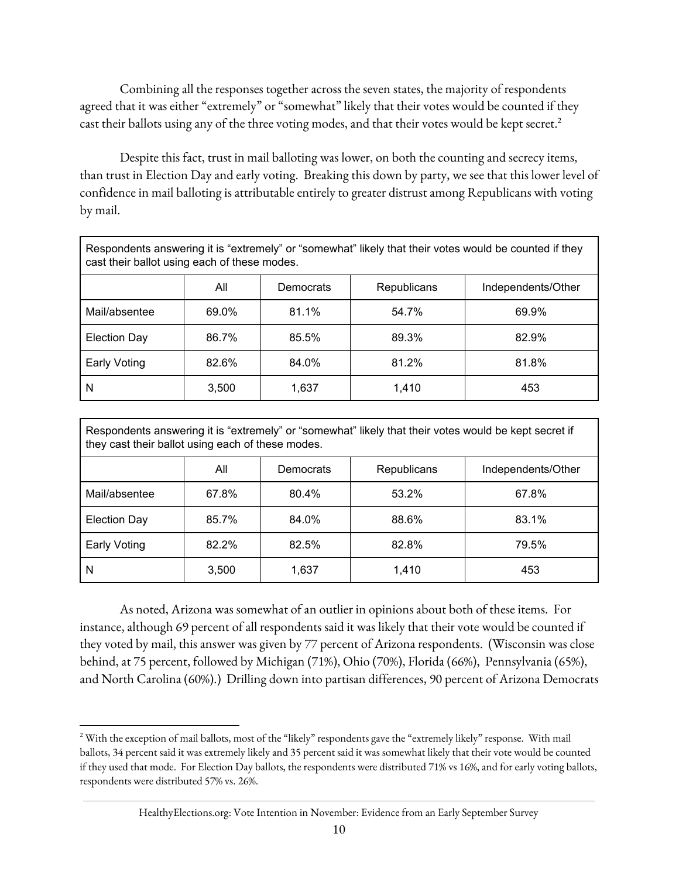Combining all the responses together across the seven states, the majority of respondents agreed that it was either "extremely" or "somewhat" likely that their votes would be counted if they cast their ballots using any of the three voting modes, and that their votes would be kept secret.[2]

Despite this fact, trust in mail balloting was lower, on both the counting and secrecy items, than trust in Election Day and early voting. Breaking this down by party, we see that this lower level of confidence in mail balloting is attributable entirely to greater distrust among Republicans with voting by mail.

| Respondents answering it is "extremely" or "somewhat" likely that their votes would be counted if they cast their ballot using each of these modes. | | | | |
|---|---|---|---|---|
| | All | Democrats | Republicans | Independents/Other |
| Mail/absentee | 69.0% | 81.1% | 54.7% | 69.9% |
| Election Day | 86.7% | 85.5% | 89.3% | 82.9% |
| Early Voting | 82.6% | 84.0% | 81.2% | 81.8% |
| N | 3,500 | 1,637 | 1,410 | 453 |

| Respondents answering it is "extremely" or "somewhat" likely that their votes would be kept secret if they cast their ballot using each of these modes. | | | | |
|---|---|---|---|---|
| | All | Democrats | Republicans | Independents/Other |
| Mail/absentee | 67.8% | 80.4% | 53.2% | 67.8% |
| Election Day | 85.7% | 84.0% | 88.6% | 83.1% |
| Early Voting | 82.2% | 82.5% | 82.8% | 79.5% |
| N | 3,500 | 1,637 | 1,410 | 453 |

As noted, Arizona was somewhat of an outlier in opinions about both of these items. For instance, although 69 percent of all respondents said it was likely that their vote would be counted if they voted by mail, this answer was given by 77 percent of Arizona respondents. (Wisconsin was close behind, at 75 percent, followed by Michigan (71%), Ohio (70%), Florida (66%), Pennsylvania (65%), and North Carolina (60%).) Drilling down into partisan differences, 90 percent of Arizona Democrats

[2] With the exception of mail ballots, most of the "likely" respondents gave the "extremely likely" response. With mail ballots, 34 percent said it was extremely likely and 35 percent said it was somewhat likely that their vote would be counted if they used that mode. For Election Day ballots, the respondents were distributed 71% vs 16%, and for early voting ballots, respondents were distributed 57% vs. 26%.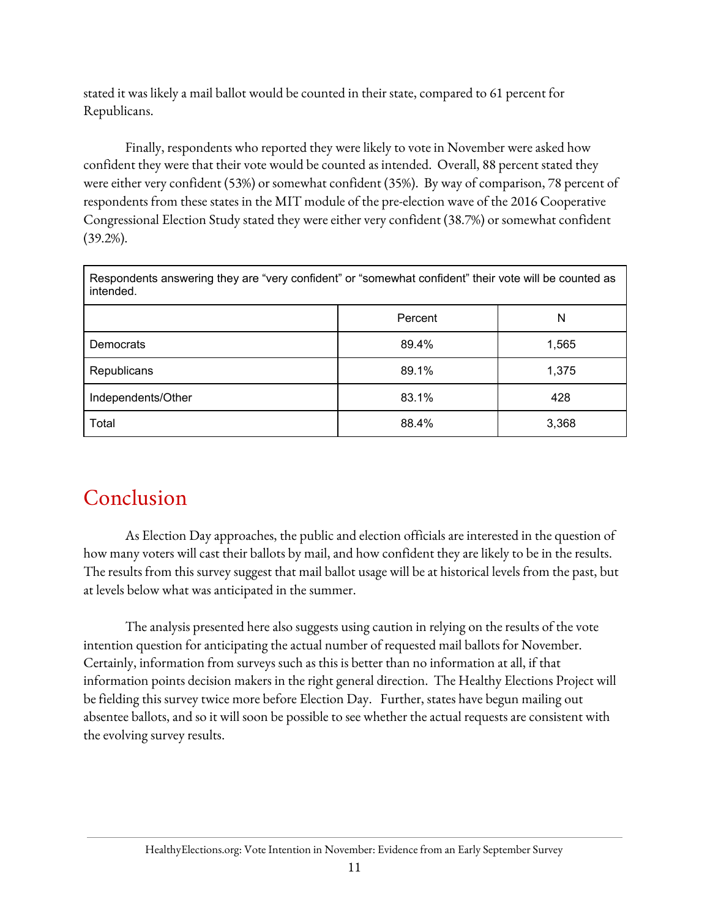stated it was likely a mail ballot would be counted in their state, compared to 61 percent for Republicans.

Finally, respondents who reported they were likely to vote in November were asked how confident they were that their vote would be counted as intended. Overall, 88 percent stated they were either very confident (53%) or somewhat confident (35%). By way of comparison, 78 percent of respondents from these states in the MIT module of the pre-election wave of the 2016 Cooperative Congressional Election Study stated they were either very confident (38.7%) or somewhat confident (39.2%).

| Respondents answering they are "very confident" or "somewhat confident" their vote will be counted as intended. | | |
|---|---|---|
| | Percent | N |
| Democrats | 89.4% | 1,565 |
| Republicans | 89.1% | 1,375 |
| Independents/Other | 83.1% | 428 |
| Total | 88.4% | 3,368 |

# Conclusion

As Election Day approaches, the public and election officials are interested in the question of how many voters will cast their ballots by mail, and how confident they are likely to be in the results. The results from this survey suggest that mail ballot usage will be at historical levels from the past, but at levels below what was anticipated in the summer.

The analysis presented here also suggests using caution in relying on the results of the vote intention question for anticipating the actual number of requested mail ballots for November. Certainly, information from surveys such as this is better than no information at all, if that information points decision makers in the right general direction. The Healthy Elections Project will be fielding this survey twice more before Election Day. Further, states have begun mailing out absentee ballots, and so it will soon be possible to see whether the actual requests are consistent with the evolving survey results.